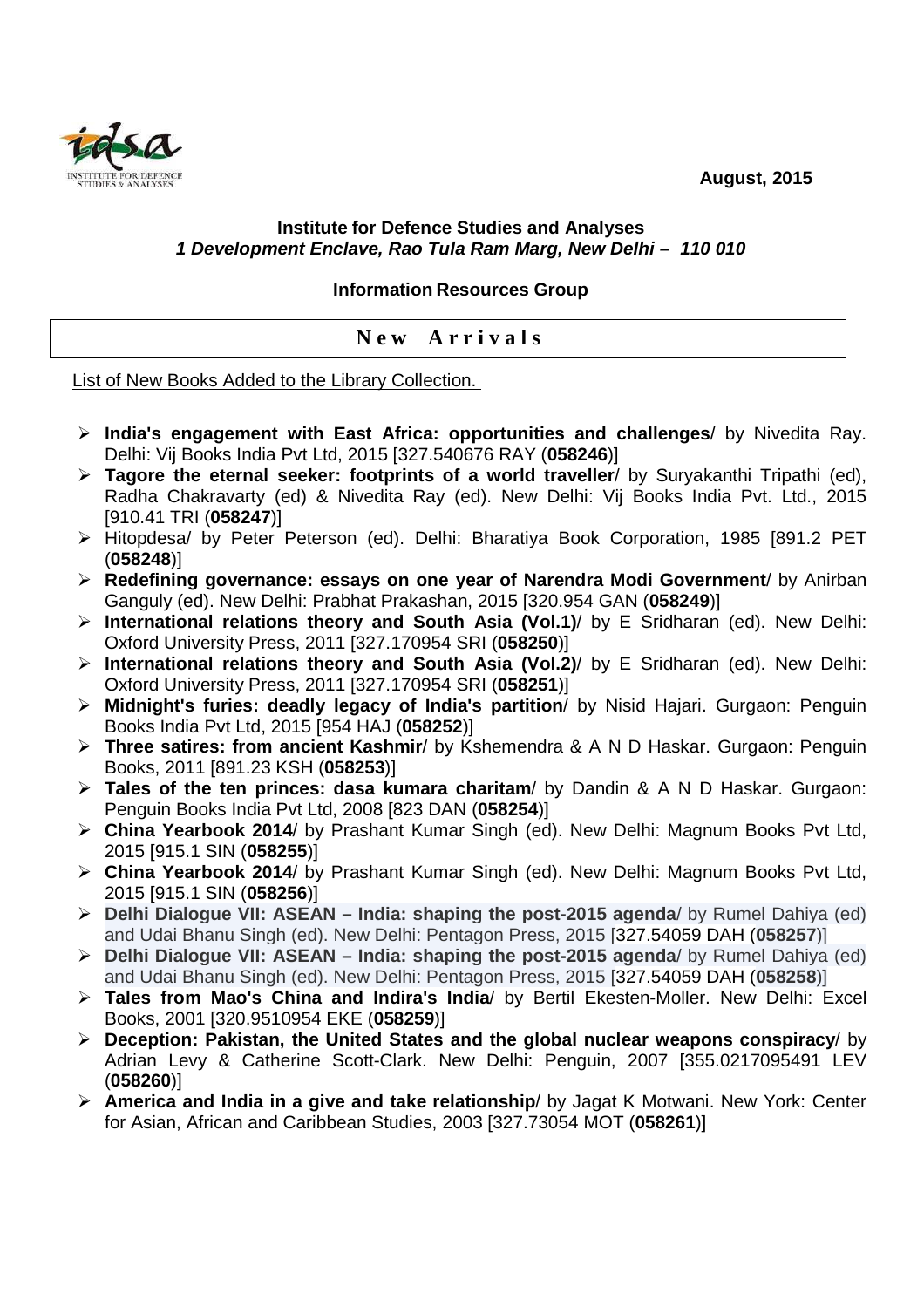**August, 2015**

**Institute for Defence Studies and Analyses**
***1 Development Enclave, Rao Tula Ram Marg, New Delhi – 110 010***

**Information Resources Group**

## New Arrivals

List of New Books Added to the Library Collection.

- **India's engagement with East Africa: opportunities and challenges**/ by Nivedita Ray. Delhi: Vij Books India Pvt Ltd, 2015 [327.540676 RAY (**058246**)]
- **Tagore the eternal seeker: footprints of a world traveller**/ by Suryakanthi Tripathi (ed), Radha Chakravarty (ed) & Nivedita Ray (ed). New Delhi: Vij Books India Pvt. Ltd., 2015 [910.41 TRI (**058247**)]
- Hitopdesa/ by Peter Peterson (ed). Delhi: Bharatiya Book Corporation, 1985 [891.2 PET (**058248**)]
- **Redefining governance: essays on one year of Narendra Modi Government**/ by Anirban Ganguly (ed). New Delhi: Prabhat Prakashan, 2015 [320.954 GAN (**058249**)]
- **International relations theory and South Asia (Vol.1)**/ by E Sridharan (ed). New Delhi: Oxford University Press, 2011 [327.170954 SRI (**058250**)]
- **International relations theory and South Asia (Vol.2)**/ by E Sridharan (ed). New Delhi: Oxford University Press, 2011 [327.170954 SRI (**058251**)]
- **Midnight's furies: deadly legacy of India's partition**/ by Nisid Hajari. Gurgaon: Penguin Books India Pvt Ltd, 2015 [954 HAJ (**058252**)]
- **Three satires: from ancient Kashmir**/ by Kshemendra & A N D Haskar. Gurgaon: Penguin Books, 2011 [891.23 KSH (**058253**)]
- **Tales of the ten princes: dasa kumara charitam**/ by Dandin & A N D Haskar. Gurgaon: Penguin Books India Pvt Ltd, 2008 [823 DAN (**058254**)]
- **China Yearbook 2014**/ by Prashant Kumar Singh (ed). New Delhi: Magnum Books Pvt Ltd, 2015 [915.1 SIN (**058255**)]
- **China Yearbook 2014**/ by Prashant Kumar Singh (ed). New Delhi: Magnum Books Pvt Ltd, 2015 [915.1 SIN (**058256**)]
- **Delhi Dialogue VII: ASEAN – India: shaping the post-2015 agenda**/ by Rumel Dahiya (ed) and Udai Bhanu Singh (ed). New Delhi: Pentagon Press, 2015 [327.54059 DAH (**058257**)]
- **Delhi Dialogue VII: ASEAN – India: shaping the post-2015 agenda**/ by Rumel Dahiya (ed) and Udai Bhanu Singh (ed). New Delhi: Pentagon Press, 2015 [327.54059 DAH (**058258**)]
- **Tales from Mao's China and Indira's India**/ by Bertil Ekesten-Moller. New Delhi: Excel Books, 2001 [320.9510954 EKE (**058259**)]
- **Deception: Pakistan, the United States and the global nuclear weapons conspiracy**/ by Adrian Levy & Catherine Scott-Clark. New Delhi: Penguin, 2007 [355.0217095491 LEV (**058260**)]
- **America and India in a give and take relationship**/ by Jagat K Motwani. New York: Center for Asian, African and Caribbean Studies, 2003 [327.73054 MOT (**058261**)]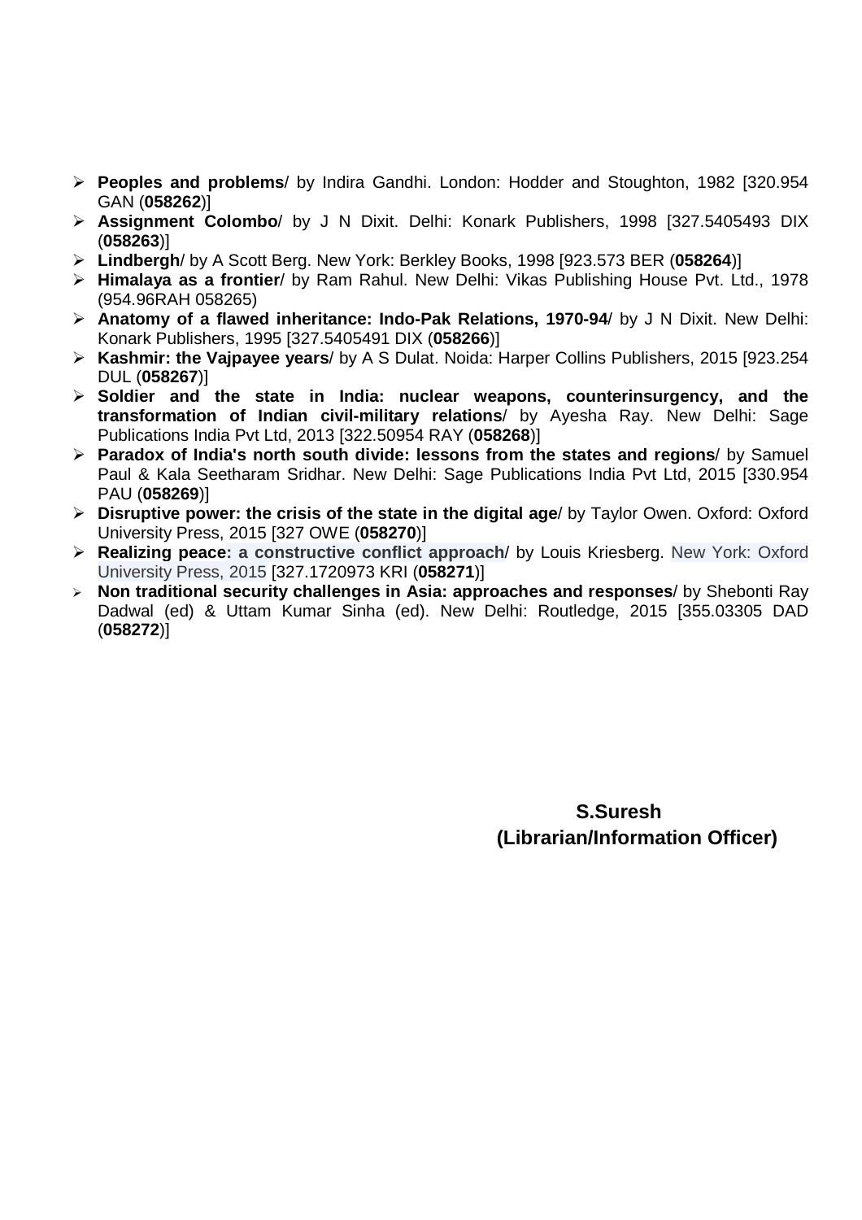- **Peoples and problems**/ by Indira Gandhi. London: Hodder and Stoughton, 1982 [320.954 GAN (**058262**)]
- **Assignment Colombo**/ by J N Dixit. Delhi: Konark Publishers, 1998 [327.5405493 DIX (**058263**)]
- **Lindbergh**/ by A Scott Berg. New York: Berkley Books, 1998 [923.573 BER (**058264**)]
- **Himalaya as a frontier**/ by Ram Rahul. New Delhi: Vikas Publishing House Pvt. Ltd., 1978 (954.96RAH 058265)
- **Anatomy of a flawed inheritance: Indo-Pak Relations, 1970-94**/ by J N Dixit. New Delhi: Konark Publishers, 1995 [327.5405491 DIX (**058266**)]
- **Kashmir: the Vajpayee years**/ by A S Dulat. Noida: Harper Collins Publishers, 2015 [923.254 DUL (**058267**)]
- **Soldier and the state in India: nuclear weapons, counterinsurgency, and the transformation of Indian civil-military relations**/ by Ayesha Ray. New Delhi: Sage Publications India Pvt Ltd, 2013 [322.50954 RAY (**058268**)]
- **Paradox of India's north south divide: lessons from the states and regions**/ by Samuel Paul & Kala Seetharam Sridhar. New Delhi: Sage Publications India Pvt Ltd, 2015 [330.954 PAU (**058269**)]
- **Disruptive power: the crisis of the state in the digital age**/ by Taylor Owen. Oxford: Oxford University Press, 2015 [327 OWE (**058270**)]
- **Realizing peace: a constructive conflict approach**/ by Louis Kriesberg. New York: Oxford University Press, 2015 [327.1720973 KRI (**058271**)]
- **Non traditional security challenges in Asia: approaches and responses**/ by Shebonti Ray Dadwal (ed) & Uttam Kumar Sinha (ed). New Delhi: Routledge, 2015 [355.03305 DAD (**058272**)]

**S.Suresh**
**(Librarian/Information Officer)**